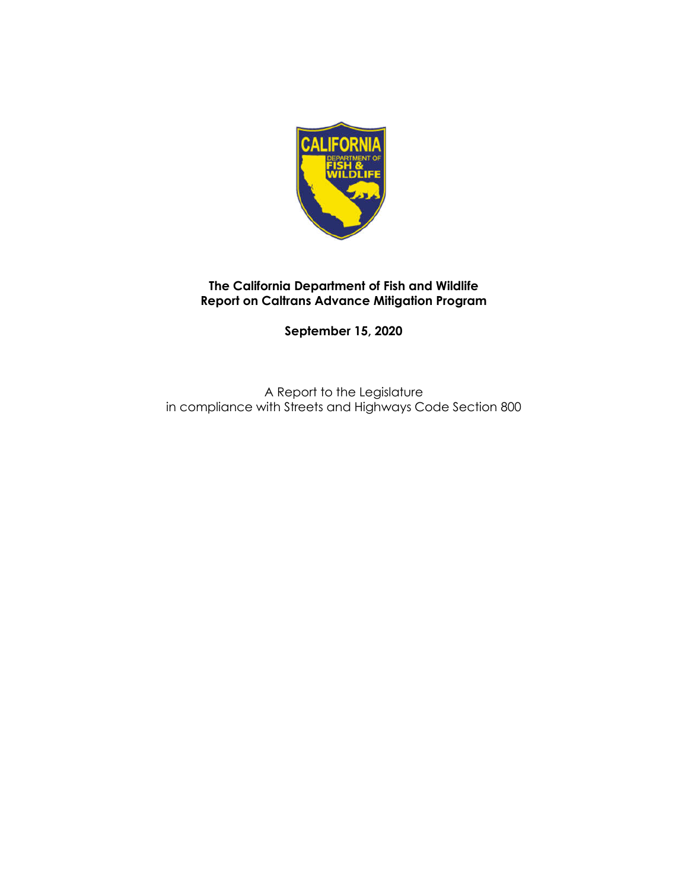**The California Department of Fish and Wildlife**
**Report on Caltrans Advance Mitigation Program**

**September 15, 2020**

A Report to the Legislature
in compliance with Streets and Highways Code Section 800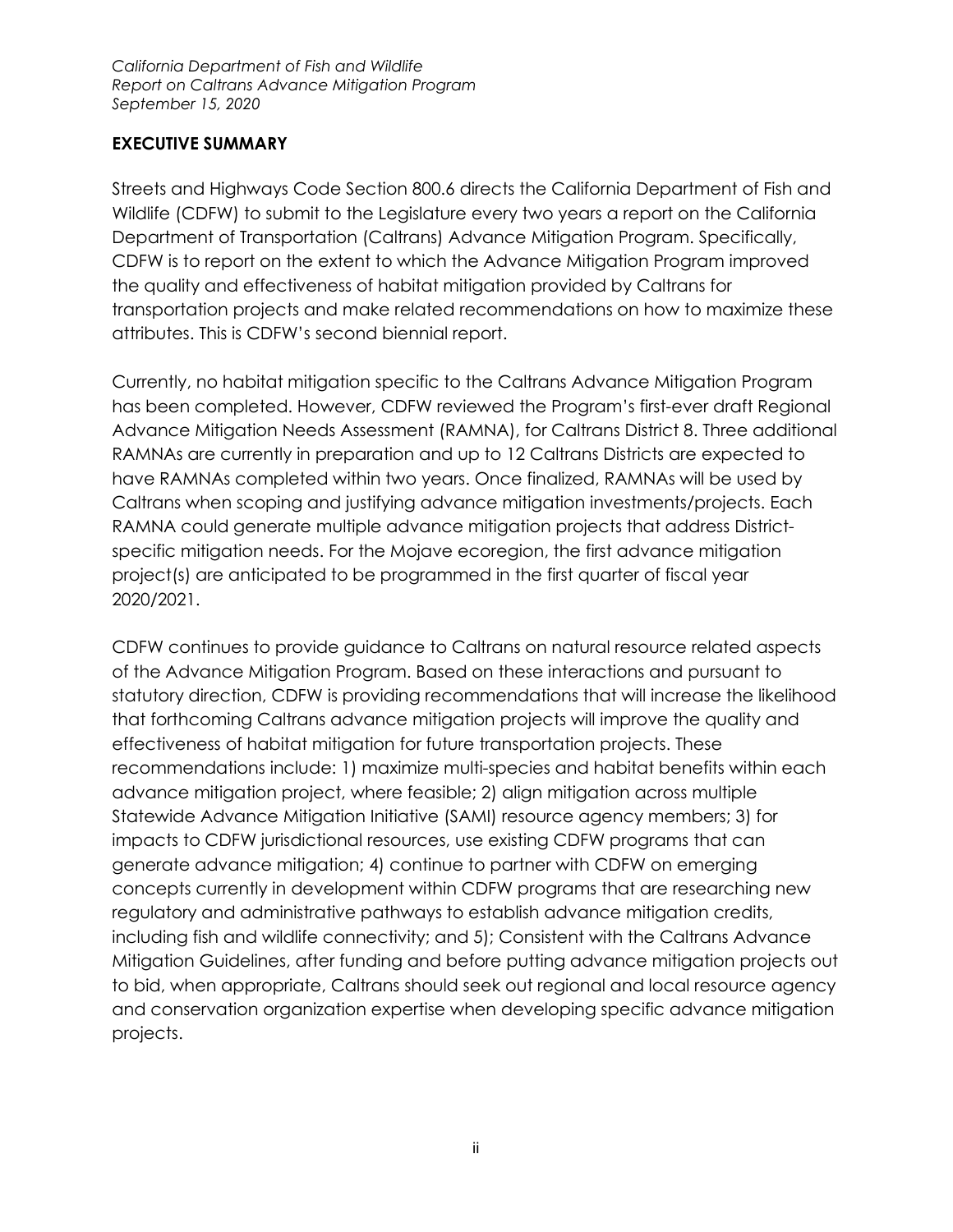## EXECUTIVE SUMMARY

Streets and Highways Code Section 800.6 directs the California Department of Fish and Wildlife (CDFW) to submit to the Legislature every two years a report on the California Department of Transportation (Caltrans) Advance Mitigation Program. Specifically, CDFW is to report on the extent to which the Advance Mitigation Program improved the quality and effectiveness of habitat mitigation provided by Caltrans for transportation projects and make related recommendations on how to maximize these attributes. This is CDFW's second biennial report.

Currently, no habitat mitigation specific to the Caltrans Advance Mitigation Program has been completed. However, CDFW reviewed the Program's first-ever draft Regional Advance Mitigation Needs Assessment (RAMNA), for Caltrans District 8. Three additional RAMNAs are currently in preparation and up to 12 Caltrans Districts are expected to have RAMNAs completed within two years. Once finalized, RAMNAs will be used by Caltrans when scoping and justifying advance mitigation investments/projects. Each RAMNA could generate multiple advance mitigation projects that address District-specific mitigation needs. For the Mojave ecoregion, the first advance mitigation project(s) are anticipated to be programmed in the first quarter of fiscal year 2020/2021.

CDFW continues to provide guidance to Caltrans on natural resource related aspects of the Advance Mitigation Program. Based on these interactions and pursuant to statutory direction, CDFW is providing recommendations that will increase the likelihood that forthcoming Caltrans advance mitigation projects will improve the quality and effectiveness of habitat mitigation for future transportation projects. These recommendations include: 1) maximize multi-species and habitat benefits within each advance mitigation project, where feasible; 2) align mitigation across multiple Statewide Advance Mitigation Initiative (SAMI) resource agency members; 3) for impacts to CDFW jurisdictional resources, use existing CDFW programs that can generate advance mitigation; 4) continue to partner with CDFW on emerging concepts currently in development within CDFW programs that are researching new regulatory and administrative pathways to establish advance mitigation credits, including fish and wildlife connectivity; and 5); Consistent with the Caltrans Advance Mitigation Guidelines, after funding and before putting advance mitigation projects out to bid, when appropriate, Caltrans should seek out regional and local resource agency and conservation organization expertise when developing specific advance mitigation projects.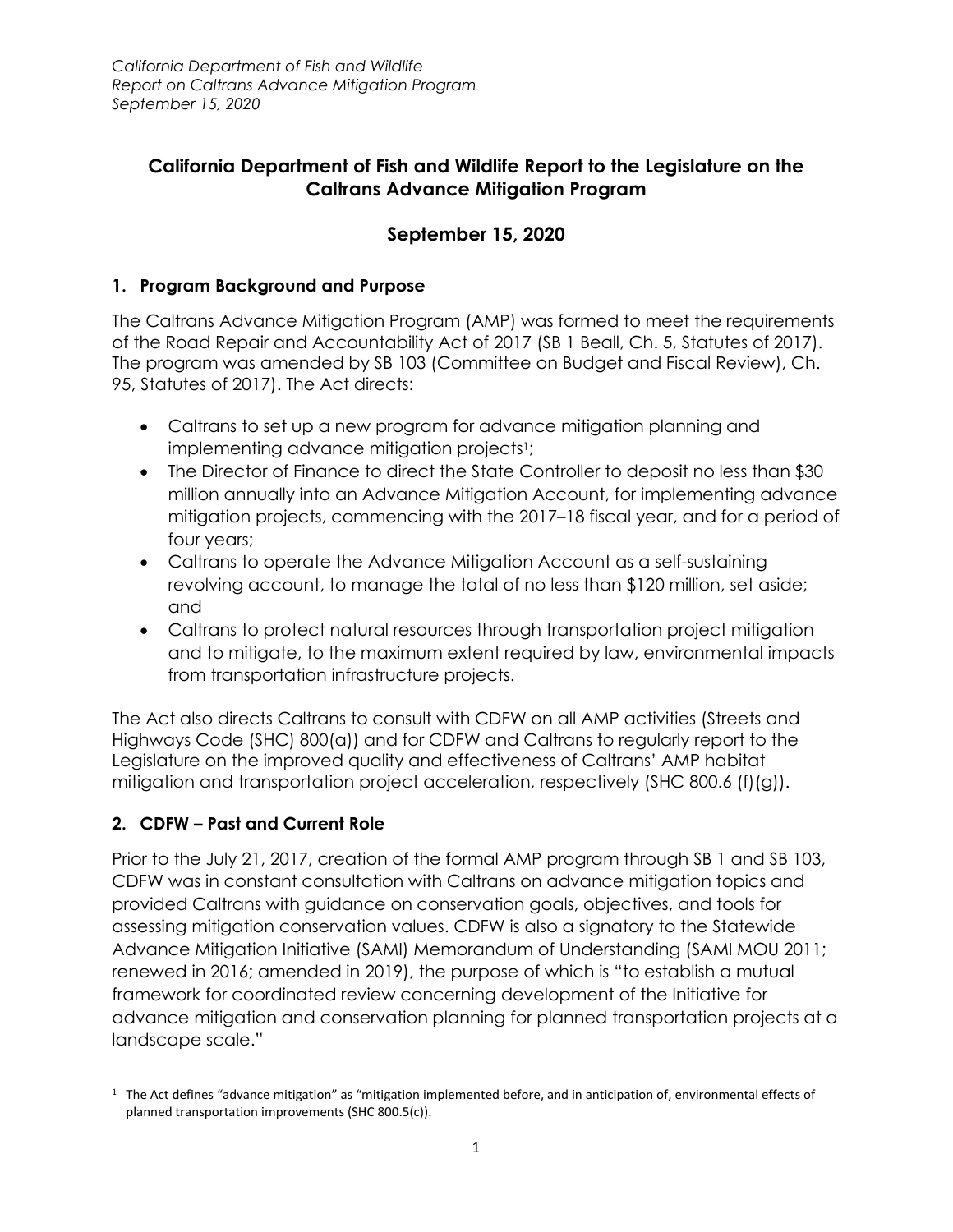# California Department of Fish and Wildlife Report to the Legislature on the Caltrans Advance Mitigation Program

## September 15, 2020

### 1. Program Background and Purpose

The Caltrans Advance Mitigation Program (AMP) was formed to meet the requirements of the Road Repair and Accountability Act of 2017 (SB 1 Beall, Ch. 5, Statutes of 2017). The program was amended by SB 103 (Committee on Budget and Fiscal Review), Ch. 95, Statutes of 2017). The Act directs:

- Caltrans to set up a new program for advance mitigation planning and implementing advance mitigation projects[1];
- The Director of Finance to direct the State Controller to deposit no less than $30 million annually into an Advance Mitigation Account, for implementing advance mitigation projects, commencing with the 2017–18 fiscal year, and for a period of four years;
- Caltrans to operate the Advance Mitigation Account as a self-sustaining revolving account, to manage the total of no less than $120 million, set aside; and
- Caltrans to protect natural resources through transportation project mitigation and to mitigate, to the maximum extent required by law, environmental impacts from transportation infrastructure projects.

The Act also directs Caltrans to consult with CDFW on all AMP activities (Streets and Highways Code (SHC) 800(a)) and for CDFW and Caltrans to regularly report to the Legislature on the improved quality and effectiveness of Caltrans' AMP habitat mitigation and transportation project acceleration, respectively (SHC 800.6 (f)(g)).

### 2. CDFW – Past and Current Role

Prior to the July 21, 2017, creation of the formal AMP program through SB 1 and SB 103, CDFW was in constant consultation with Caltrans on advance mitigation topics and provided Caltrans with guidance on conservation goals, objectives, and tools for assessing mitigation conservation values. CDFW is also a signatory to the Statewide Advance Mitigation Initiative (SAMI) Memorandum of Understanding (SAMI MOU 2011; renewed in 2016; amended in 2019), the purpose of which is "to establish a mutual framework for coordinated review concerning development of the Initiative for advance mitigation and conservation planning for planned transportation projects at a landscape scale."

[1] The Act defines "advance mitigation" as "mitigation implemented before, and in anticipation of, environmental effects of planned transportation improvements (SHC 800.5(c)).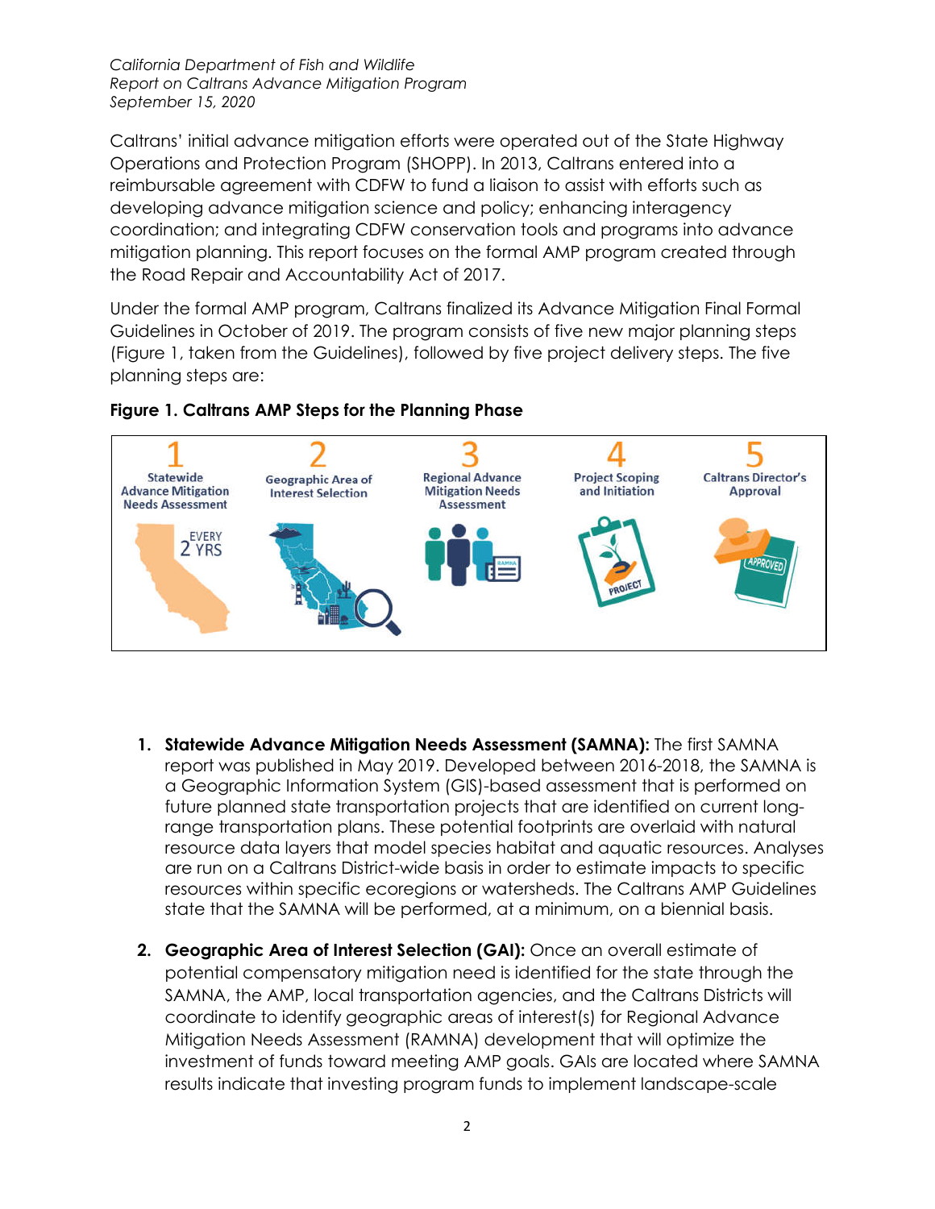Caltrans' initial advance mitigation efforts were operated out of the State Highway Operations and Protection Program (SHOPP). In 2013, Caltrans entered into a reimbursable agreement with CDFW to fund a liaison to assist with efforts such as developing advance mitigation science and policy; enhancing interagency coordination; and integrating CDFW conservation tools and programs into advance mitigation planning. This report focuses on the formal AMP program created through the Road Repair and Accountability Act of 2017.

Under the formal AMP program, Caltrans finalized its Advance Mitigation Final Formal Guidelines in October of 2019. The program consists of five new major planning steps (Figure 1, taken from the Guidelines), followed by five project delivery steps. The five planning steps are:

**Figure 1. Caltrans AMP Steps for the Planning Phase**

1. Statewide Advance Mitigation Needs Assessment (EVERY 2 YRS)
2. Geographic Area of Interest Selection
3. Regional Advance Mitigation Needs Assessment
4. Project Scoping and Initiation
5. Caltrans Director's Approval

1. **Statewide Advance Mitigation Needs Assessment (SAMNA):** The first SAMNA report was published in May 2019. Developed between 2016-2018, the SAMNA is a Geographic Information System (GIS)-based assessment that is performed on future planned state transportation projects that are identified on current long-range transportation plans. These potential footprints are overlaid with natural resource data layers that model species habitat and aquatic resources. Analyses are run on a Caltrans District-wide basis in order to estimate impacts to specific resources within specific ecoregions or watersheds. The Caltrans AMP Guidelines state that the SAMNA will be performed, at a minimum, on a biennial basis.

2. **Geographic Area of Interest Selection (GAI):** Once an overall estimate of potential compensatory mitigation need is identified for the state through the SAMNA, the AMP, local transportation agencies, and the Caltrans Districts will coordinate to identify geographic areas of interest(s) for Regional Advance Mitigation Needs Assessment (RAMNA) development that will optimize the investment of funds toward meeting AMP goals. GAIs are located where SAMNA results indicate that investing program funds to implement landscape-scale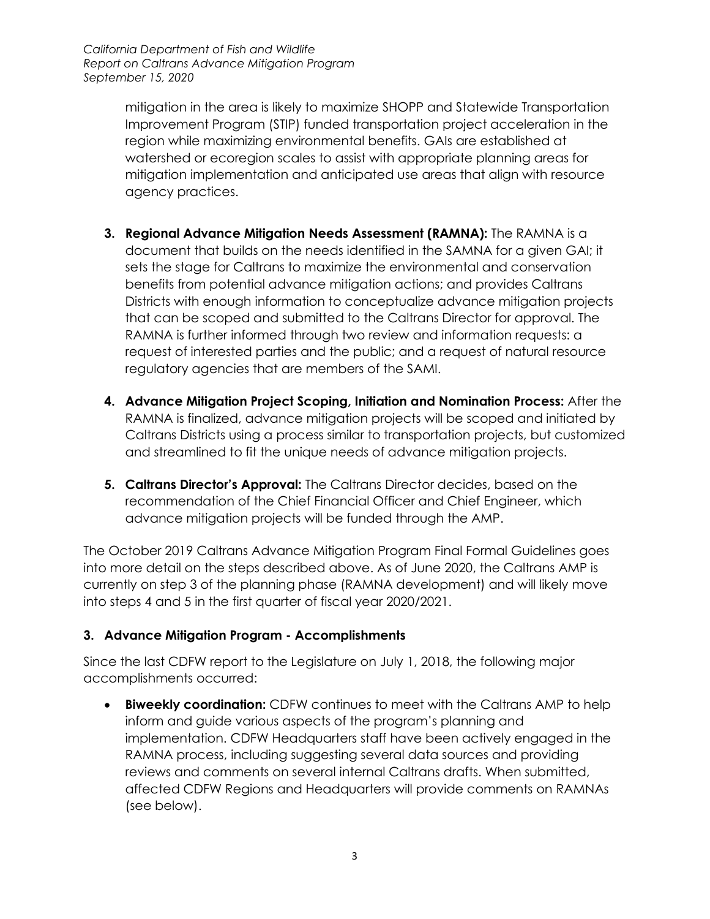mitigation in the area is likely to maximize SHOPP and Statewide Transportation Improvement Program (STIP) funded transportation project acceleration in the region while maximizing environmental benefits. GAIs are established at watershed or ecoregion scales to assist with appropriate planning areas for mitigation implementation and anticipated use areas that align with resource agency practices.

3. **Regional Advance Mitigation Needs Assessment (RAMNA):** The RAMNA is a document that builds on the needs identified in the SAMNA for a given GAI; it sets the stage for Caltrans to maximize the environmental and conservation benefits from potential advance mitigation actions; and provides Caltrans Districts with enough information to conceptualize advance mitigation projects that can be scoped and submitted to the Caltrans Director for approval. The RAMNA is further informed through two review and information requests: a request of interested parties and the public; and a request of natural resource regulatory agencies that are members of the SAMI.

4. **Advance Mitigation Project Scoping, Initiation and Nomination Process:** After the RAMNA is finalized, advance mitigation projects will be scoped and initiated by Caltrans Districts using a process similar to transportation projects, but customized and streamlined to fit the unique needs of advance mitigation projects.

5. **Caltrans Director's Approval:** The Caltrans Director decides, based on the recommendation of the Chief Financial Officer and Chief Engineer, which advance mitigation projects will be funded through the AMP.

The October 2019 Caltrans Advance Mitigation Program Final Formal Guidelines goes into more detail on the steps described above. As of June 2020, the Caltrans AMP is currently on step 3 of the planning phase (RAMNA development) and will likely move into steps 4 and 5 in the first quarter of fiscal year 2020/2021.

## 3. Advance Mitigation Program - Accomplishments

Since the last CDFW report to the Legislature on July 1, 2018, the following major accomplishments occurred:

- **Biweekly coordination:** CDFW continues to meet with the Caltrans AMP to help inform and guide various aspects of the program's planning and implementation. CDFW Headquarters staff have been actively engaged in the RAMNA process, including suggesting several data sources and providing reviews and comments on several internal Caltrans drafts. When submitted, affected CDFW Regions and Headquarters will provide comments on RAMNAs (see below).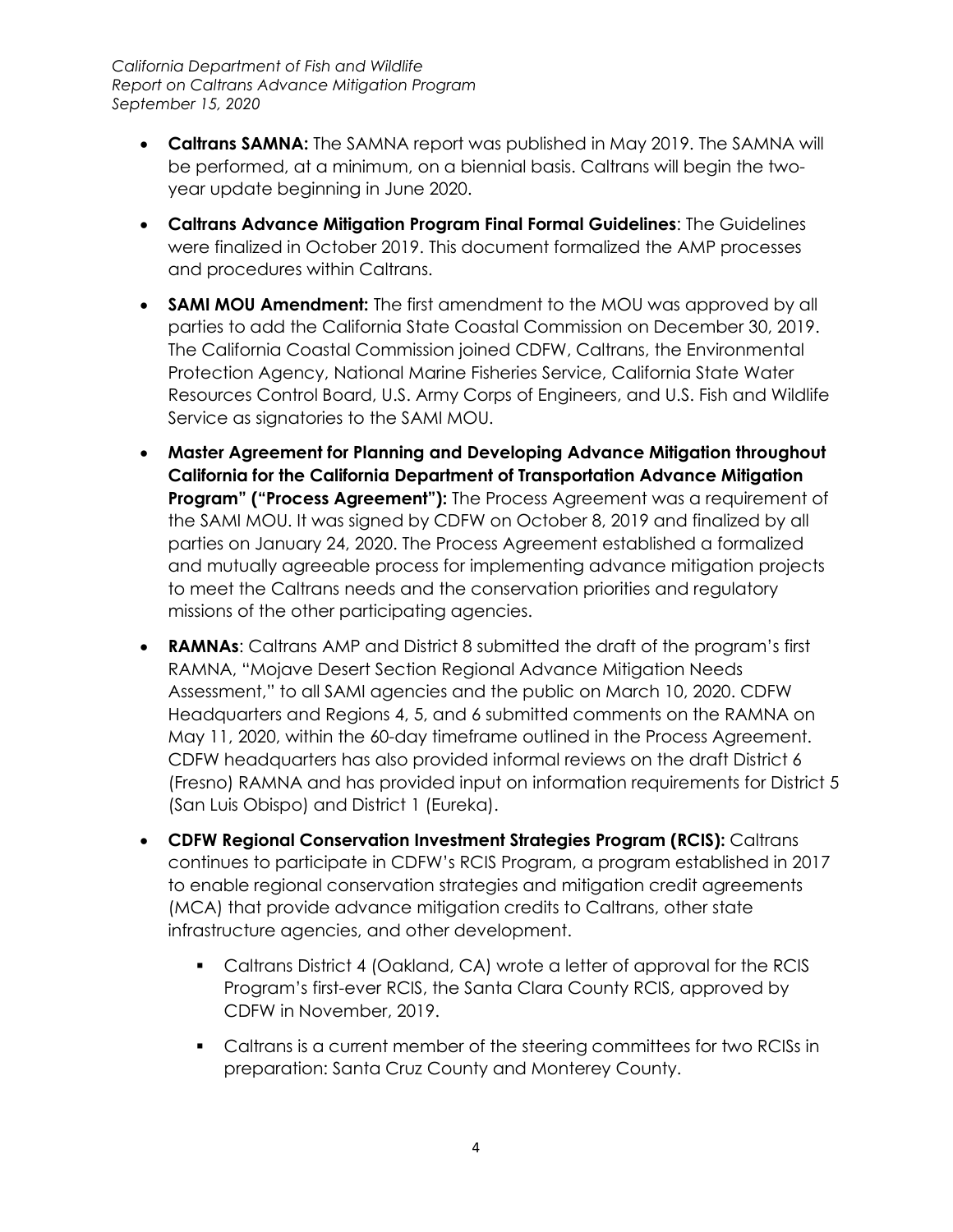- **Caltrans SAMNA:** The SAMNA report was published in May 2019. The SAMNA will be performed, at a minimum, on a biennial basis. Caltrans will begin the two-year update beginning in June 2020.
- **Caltrans Advance Mitigation Program Final Formal Guidelines**: The Guidelines were finalized in October 2019. This document formalized the AMP processes and procedures within Caltrans.
- **SAMI MOU Amendment:** The first amendment to the MOU was approved by all parties to add the California State Coastal Commission on December 30, 2019. The California Coastal Commission joined CDFW, Caltrans, the Environmental Protection Agency, National Marine Fisheries Service, California State Water Resources Control Board, U.S. Army Corps of Engineers, and U.S. Fish and Wildlife Service as signatories to the SAMI MOU.
- **Master Agreement for Planning and Developing Advance Mitigation throughout California for the California Department of Transportation Advance Mitigation Program" ("Process Agreement"):** The Process Agreement was a requirement of the SAMI MOU. It was signed by CDFW on October 8, 2019 and finalized by all parties on January 24, 2020. The Process Agreement established a formalized and mutually agreeable process for implementing advance mitigation projects to meet the Caltrans needs and the conservation priorities and regulatory missions of the other participating agencies.
- **RAMNAs**: Caltrans AMP and District 8 submitted the draft of the program's first RAMNA, "Mojave Desert Section Regional Advance Mitigation Needs Assessment," to all SAMI agencies and the public on March 10, 2020. CDFW Headquarters and Regions 4, 5, and 6 submitted comments on the RAMNA on May 11, 2020, within the 60-day timeframe outlined in the Process Agreement. CDFW headquarters has also provided informal reviews on the draft District 6 (Fresno) RAMNA and has provided input on information requirements for District 5 (San Luis Obispo) and District 1 (Eureka).
- **CDFW Regional Conservation Investment Strategies Program (RCIS):** Caltrans continues to participate in CDFW's RCIS Program, a program established in 2017 to enable regional conservation strategies and mitigation credit agreements (MCA) that provide advance mitigation credits to Caltrans, other state infrastructure agencies, and other development.
    - Caltrans District 4 (Oakland, CA) wrote a letter of approval for the RCIS Program's first-ever RCIS, the Santa Clara County RCIS, approved by CDFW in November, 2019.
    - Caltrans is a current member of the steering committees for two RCISs in preparation: Santa Cruz County and Monterey County.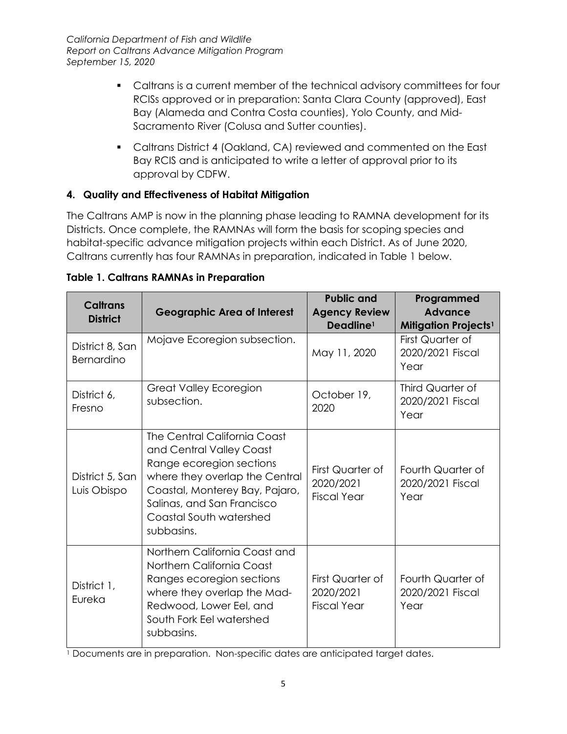- Caltrans is a current member of the technical advisory committees for four RCISs approved or in preparation: Santa Clara County (approved), East Bay (Alameda and Contra Costa counties), Yolo County, and Mid-Sacramento River (Colusa and Sutter counties).
- Caltrans District 4 (Oakland, CA) reviewed and commented on the East Bay RCIS and is anticipated to write a letter of approval prior to its approval by CDFW.

## 4. Quality and Effectiveness of Habitat Mitigation

The Caltrans AMP is now in the planning phase leading to RAMNA development for its Districts. Once complete, the RAMNAs will form the basis for scoping species and habitat-specific advance mitigation projects within each District. As of June 2020, Caltrans currently has four RAMNAs in preparation, indicated in Table 1 below.

**Table 1. Caltrans RAMNAs in Preparation**

| Caltrans District | Geographic Area of Interest | Public and Agency Review Deadline[1] | Programmed Advance Mitigation Projects[1] |
|---|---|---|---|
| District 8, San Bernardino | Mojave Ecoregion subsection. | May 11, 2020 | First Quarter of 2020/2021 Fiscal Year |
| District 6, Fresno | Great Valley Ecoregion subsection. | October 19, 2020 | Third Quarter of 2020/2021 Fiscal Year |
| District 5, San Luis Obispo | The Central California Coast and Central Valley Coast Range ecoregion sections where they overlap the Central Coastal, Monterey Bay, Pajaro, Salinas, and San Francisco Coastal South watershed subbasins. | First Quarter of 2020/2021 Fiscal Year | Fourth Quarter of 2020/2021 Fiscal Year |
| District 1, Eureka | Northern California Coast and Northern California Coast Ranges ecoregion sections where they overlap the Mad-Redwood, Lower Eel, and South Fork Eel watershed subbasins. | First Quarter of 2020/2021 Fiscal Year | Fourth Quarter of 2020/2021 Fiscal Year |

[1] Documents are in preparation. Non-specific dates are anticipated target dates.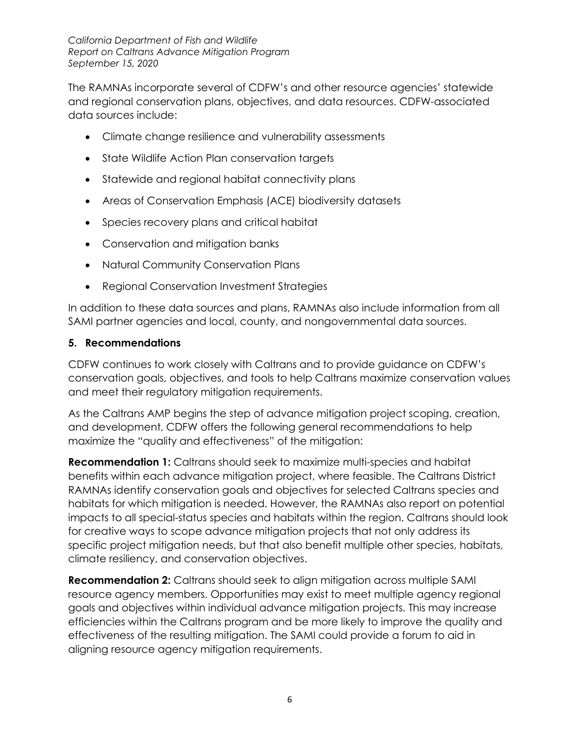The RAMNAs incorporate several of CDFW's and other resource agencies' statewide and regional conservation plans, objectives, and data resources. CDFW-associated data sources include:

- Climate change resilience and vulnerability assessments
- State Wildlife Action Plan conservation targets
- Statewide and regional habitat connectivity plans
- Areas of Conservation Emphasis (ACE) biodiversity datasets
- Species recovery plans and critical habitat
- Conservation and mitigation banks
- Natural Community Conservation Plans
- Regional Conservation Investment Strategies

In addition to these data sources and plans, RAMNAs also include information from all SAMI partner agencies and local, county, and nongovernmental data sources.

## 5. Recommendations

CDFW continues to work closely with Caltrans and to provide guidance on CDFW's conservation goals, objectives, and tools to help Caltrans maximize conservation values and meet their regulatory mitigation requirements.

As the Caltrans AMP begins the step of advance mitigation project scoping, creation, and development, CDFW offers the following general recommendations to help maximize the "quality and effectiveness" of the mitigation:

**Recommendation 1:** Caltrans should seek to maximize multi-species and habitat benefits within each advance mitigation project, where feasible. The Caltrans District RAMNAs identify conservation goals and objectives for selected Caltrans species and habitats for which mitigation is needed. However, the RAMNAs also report on potential impacts to all special-status species and habitats within the region. Caltrans should look for creative ways to scope advance mitigation projects that not only address its specific project mitigation needs, but that also benefit multiple other species, habitats, climate resiliency, and conservation objectives.

**Recommendation 2:** Caltrans should seek to align mitigation across multiple SAMI resource agency members. Opportunities may exist to meet multiple agency regional goals and objectives within individual advance mitigation projects. This may increase efficiencies within the Caltrans program and be more likely to improve the quality and effectiveness of the resulting mitigation. The SAMI could provide a forum to aid in aligning resource agency mitigation requirements.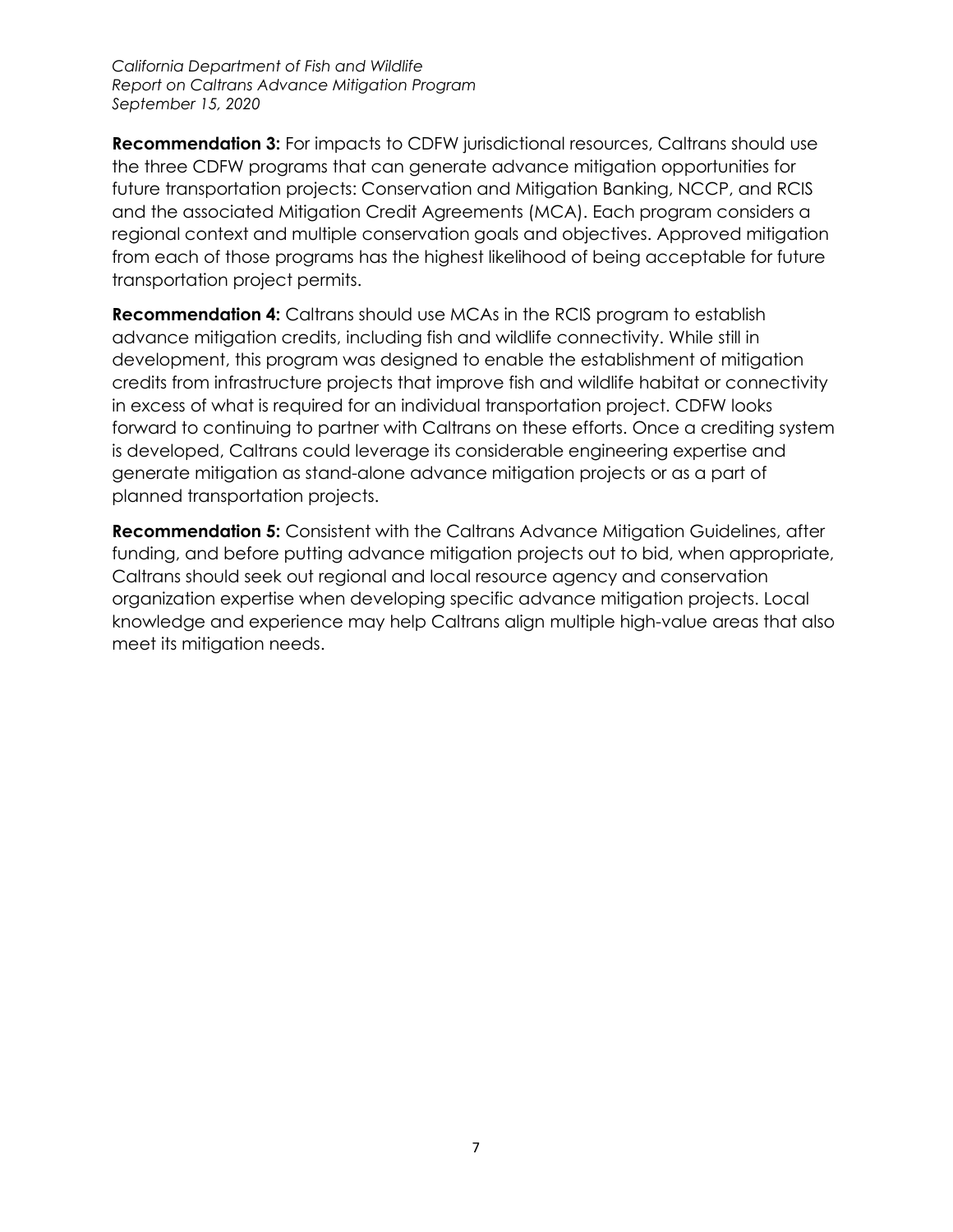**Recommendation 3:** For impacts to CDFW jurisdictional resources, Caltrans should use the three CDFW programs that can generate advance mitigation opportunities for future transportation projects: Conservation and Mitigation Banking, NCCP, and RCIS and the associated Mitigation Credit Agreements (MCA). Each program considers a regional context and multiple conservation goals and objectives. Approved mitigation from each of those programs has the highest likelihood of being acceptable for future transportation project permits.

**Recommendation 4:** Caltrans should use MCAs in the RCIS program to establish advance mitigation credits, including fish and wildlife connectivity. While still in development, this program was designed to enable the establishment of mitigation credits from infrastructure projects that improve fish and wildlife habitat or connectivity in excess of what is required for an individual transportation project. CDFW looks forward to continuing to partner with Caltrans on these efforts. Once a crediting system is developed, Caltrans could leverage its considerable engineering expertise and generate mitigation as stand-alone advance mitigation projects or as a part of planned transportation projects.

**Recommendation 5:** Consistent with the Caltrans Advance Mitigation Guidelines, after funding, and before putting advance mitigation projects out to bid, when appropriate, Caltrans should seek out regional and local resource agency and conservation organization expertise when developing specific advance mitigation projects. Local knowledge and experience may help Caltrans align multiple high-value areas that also meet its mitigation needs.